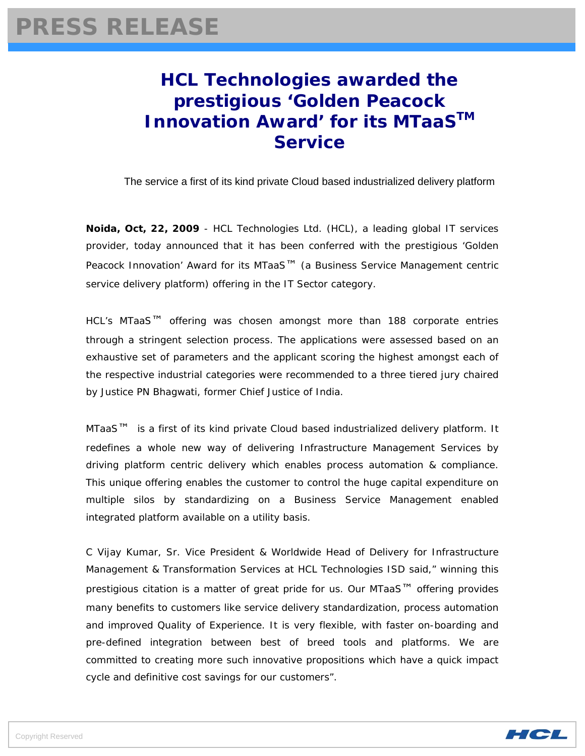# PRESS RELEASE

## HCL Technologies awarded the prestigious 'Golden Peacock Innovation Award' for its MTaaS™ Service

The service a first of its kind private Cloud based industrialized delivery platform

**Noida, Oct, 22, 2009** - HCL Technologies Ltd. (HCL), a leading global IT services provider, today announced that it has been conferred with the prestigious 'Golden Peacock Innovation' Award for its MTaaS™ (a Business Service Management centric service delivery platform) offering in the IT Sector category.

HCL's MTaaS™ offering was chosen amongst more than 188 corporate entries through a stringent selection process. The applications were assessed based on an exhaustive set of parameters and the applicant scoring the highest amongst each of the respective industrial categories were recommended to a three tiered jury chaired by Justice PN Bhagwati, former Chief Justice of India.

MTaaS™ is a first of its kind private Cloud based industrialized delivery platform. It redefines a whole new way of delivering Infrastructure Management Services by driving platform centric delivery which enables process automation & compliance. This unique offering enables the customer to control the huge capital expenditure on multiple silos by standardizing on a Business Service Management enabled integrated platform available on a utility basis.

C Vijay Kumar, Sr. Vice President & Worldwide Head of Delivery for Infrastructure Management & Transformation Services at HCL Technologies ISD said," winning this prestigious citation is a matter of great pride for us. Our MTaaS™ offering provides many benefits to customers like service delivery standardization, process automation and improved Quality of Experience. It is very flexible, with faster on-boarding and pre-defined integration between best of breed tools and platforms. We are committed to creating more such innovative propositions which have a quick impact cycle and definitive cost savings for our customers".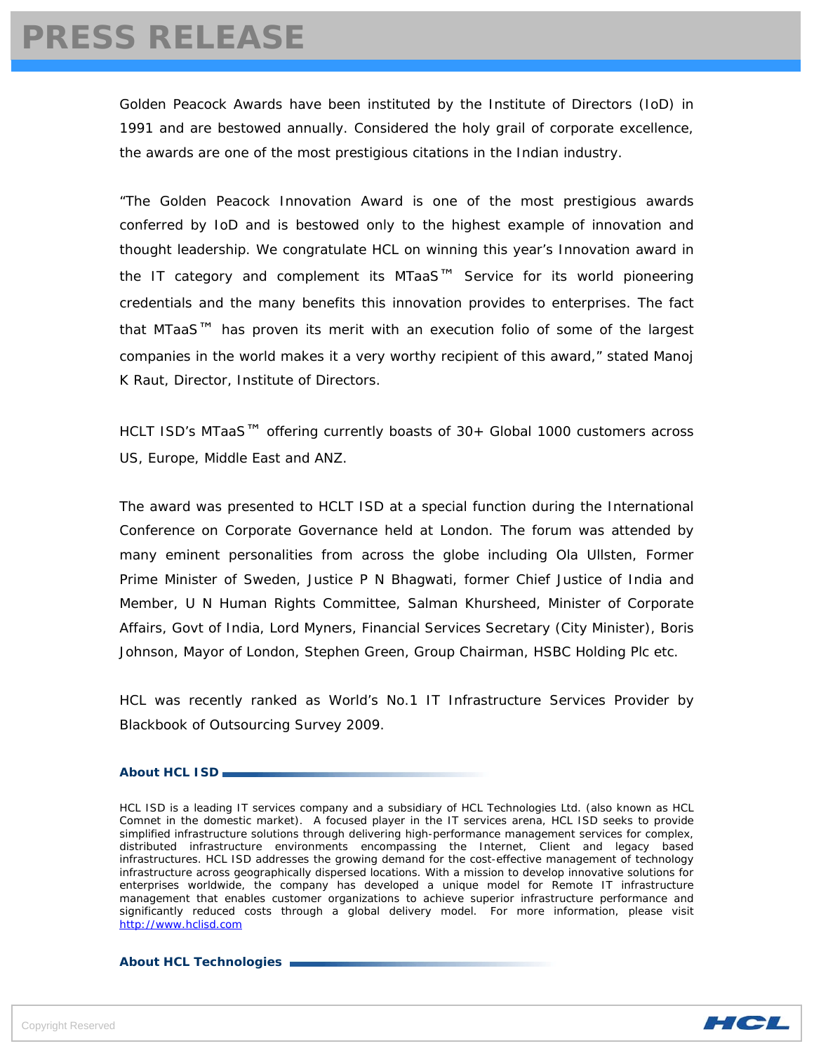Golden Peacock Awards have been instituted by the Institute of Directors (IoD) in 1991 and are bestowed annually. Considered the holy grail of corporate excellence, the awards are one of the most prestigious citations in the Indian industry.

"The Golden Peacock Innovation Award is one of the most prestigious awards conferred by IoD and is bestowed only to the highest example of innovation and thought leadership. We congratulate HCL on winning this year's Innovation award in the IT category and complement its MTaaS™ Service for its world pioneering credentials and the many benefits this innovation provides to enterprises. The fact that MTaaS™ has proven its merit with an execution folio of some of the largest companies in the world makes it a very worthy recipient of this award," stated Manoj K Raut, Director, Institute of Directors.

HCLT ISD's MTaaS™ offering currently boasts of 30+ Global 1000 customers across US, Europe, Middle East and ANZ.

The award was presented to HCLT ISD at a special function during the International Conference on Corporate Governance held at London. The forum was attended by many eminent personalities from across the globe including Ola Ullsten, Former Prime Minister of Sweden, Justice P N Bhagwati, former Chief Justice of India and Member, U N Human Rights Committee, Salman Khursheed, Minister of Corporate Affairs, Govt of India, Lord Myners, Financial Services Secretary (City Minister), Boris Johnson, Mayor of London, Stephen Green, Group Chairman, HSBC Holding Plc etc.

HCL was recently ranked as World's No.1 IT Infrastructure Services Provider by Blackbook of Outsourcing Survey 2009.

### About HCL ISD

HCL ISD is a leading IT services company and a subsidiary of HCL Technologies Ltd. (also known as HCL Comnet in the domestic market). A focused player in the IT services arena, HCL ISD seeks to provide simplified infrastructure solutions through delivering high-performance management services for complex, distributed infrastructure environments encompassing the Internet, Client and legacy based infrastructures. HCL ISD addresses the growing demand for the cost-effective management of technology infrastructure across geographically dispersed locations. With a mission to develop innovative solutions for enterprises worldwide, the company has developed a unique model for Remote IT infrastructure management that enables customer organizations to achieve superior infrastructure performance and significantly reduced costs through a global delivery model. For more information, please visit http://www.hclisd.com

### About HCL Technologies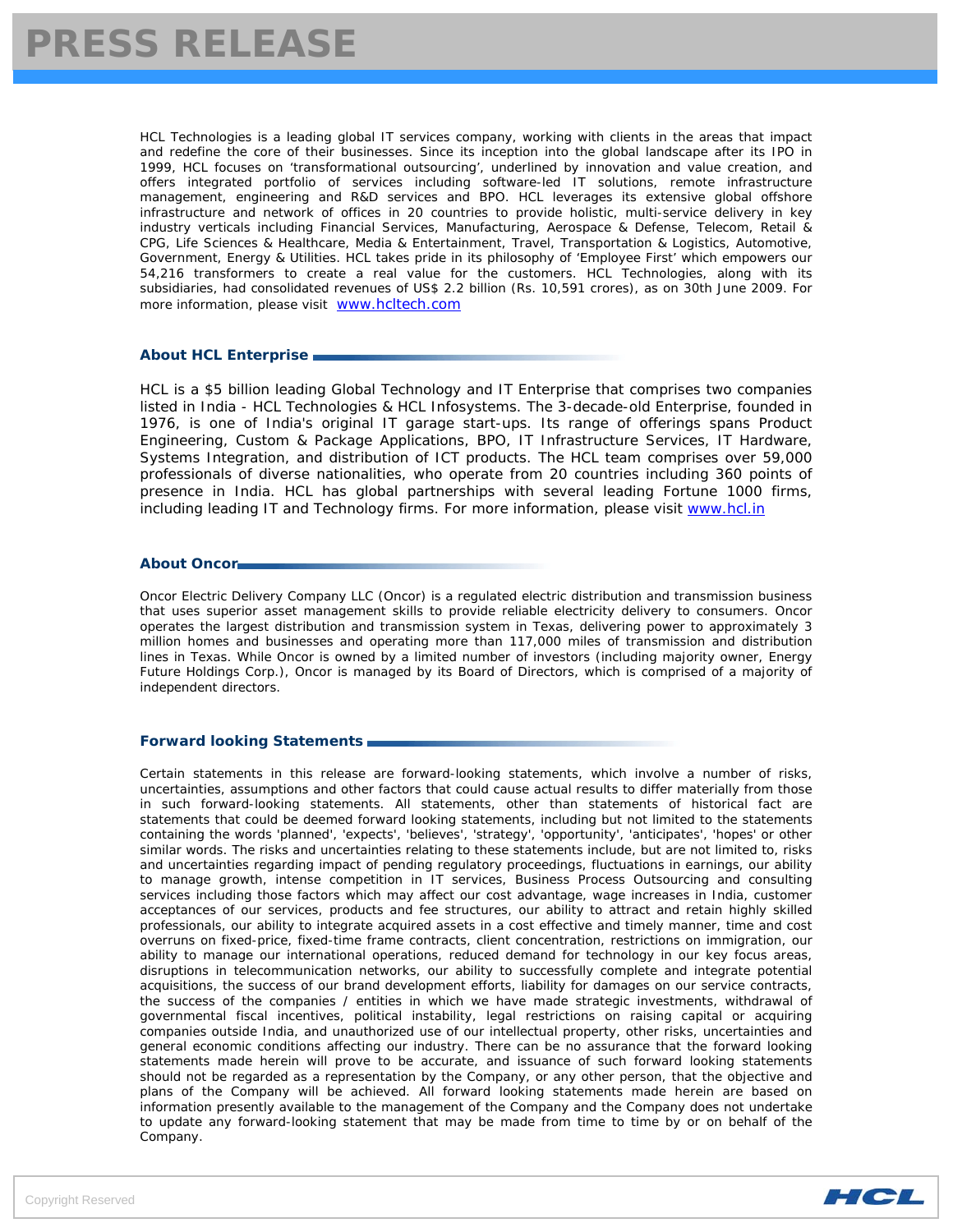# PRESS RELEASE

HCL Technologies is a leading global IT services company, working with clients in the areas that impact and redefine the core of their businesses. Since its inception into the global landscape after its IPO in 1999, HCL focuses on 'transformational outsourcing', underlined by innovation and value creation, and offers integrated portfolio of services including software-led IT solutions, remote infrastructure management, engineering and R&D services and BPO. HCL leverages its extensive global offshore infrastructure and network of offices in 20 countries to provide holistic, multi-service delivery in key industry verticals including Financial Services, Manufacturing, Aerospace & Defense, Telecom, Retail & CPG, Life Sciences & Healthcare, Media & Entertainment, Travel, Transportation & Logistics, Automotive, Government, Energy & Utilities. HCL takes pride in its philosophy of 'Employee First' which empowers our 54,216 transformers to create a real value for the customers. HCL Technologies, along with its subsidiaries, had consolidated revenues of US$ 2.2 billion (Rs. 10,591 crores), as on 30th June 2009. For more information, please visit www.hcltech.com

### About HCL Enterprise

HCL is a $5 billion leading Global Technology and IT Enterprise that comprises two companies listed in India - HCL Technologies & HCL Infosystems. The 3-decade-old Enterprise, founded in 1976, is one of India's original IT garage start-ups. Its range of offerings spans Product Engineering, Custom & Package Applications, BPO, IT Infrastructure Services, IT Hardware, Systems Integration, and distribution of ICT products. The HCL team comprises over 59,000 professionals of diverse nationalities, who operate from 20 countries including 360 points of presence in India. HCL has global partnerships with several leading Fortune 1000 firms, including leading IT and Technology firms. For more information, please visit www.hcl.in

### About Oncor

Oncor Electric Delivery Company LLC (Oncor) is a regulated electric distribution and transmission business that uses superior asset management skills to provide reliable electricity delivery to consumers. Oncor operates the largest distribution and transmission system in Texas, delivering power to approximately 3 million homes and businesses and operating more than 117,000 miles of transmission and distribution lines in Texas. While Oncor is owned by a limited number of investors (including majority owner, Energy Future Holdings Corp.), Oncor is managed by its Board of Directors, which is comprised of a majority of independent directors.

### Forward looking Statements

Certain statements in this release are forward-looking statements, which involve a number of risks, uncertainties, assumptions and other factors that could cause actual results to differ materially from those in such forward-looking statements. All statements, other than statements of historical fact are statements that could be deemed forward looking statements, including but not limited to the statements containing the words 'planned', 'expects', 'believes', 'strategy', 'opportunity', 'anticipates', 'hopes' or other similar words. The risks and uncertainties relating to these statements include, but are not limited to, risks and uncertainties regarding impact of pending regulatory proceedings, fluctuations in earnings, our ability to manage growth, intense competition in IT services, Business Process Outsourcing and consulting services including those factors which may affect our cost advantage, wage increases in India, customer acceptances of our services, products and fee structures, our ability to attract and retain highly skilled professionals, our ability to integrate acquired assets in a cost effective and timely manner, time and cost overruns on fixed-price, fixed-time frame contracts, client concentration, restrictions on immigration, our ability to manage our international operations, reduced demand for technology in our key focus areas, disruptions in telecommunication networks, our ability to successfully complete and integrate potential acquisitions, the success of our brand development efforts, liability for damages on our service contracts, the success of the companies / entities in which we have made strategic investments, withdrawal of governmental fiscal incentives, political instability, legal restrictions on raising capital or acquiring companies outside India, and unauthorized use of our intellectual property, other risks, uncertainties and general economic conditions affecting our industry. There can be no assurance that the forward looking statements made herein will prove to be accurate, and issuance of such forward looking statements should not be regarded as a representation by the Company, or any other person, that the objective and plans of the Company will be achieved. All forward looking statements made herein are based on information presently available to the management of the Company and the Company does not undertake to update any forward-looking statement that may be made from time to time by or on behalf of the Company.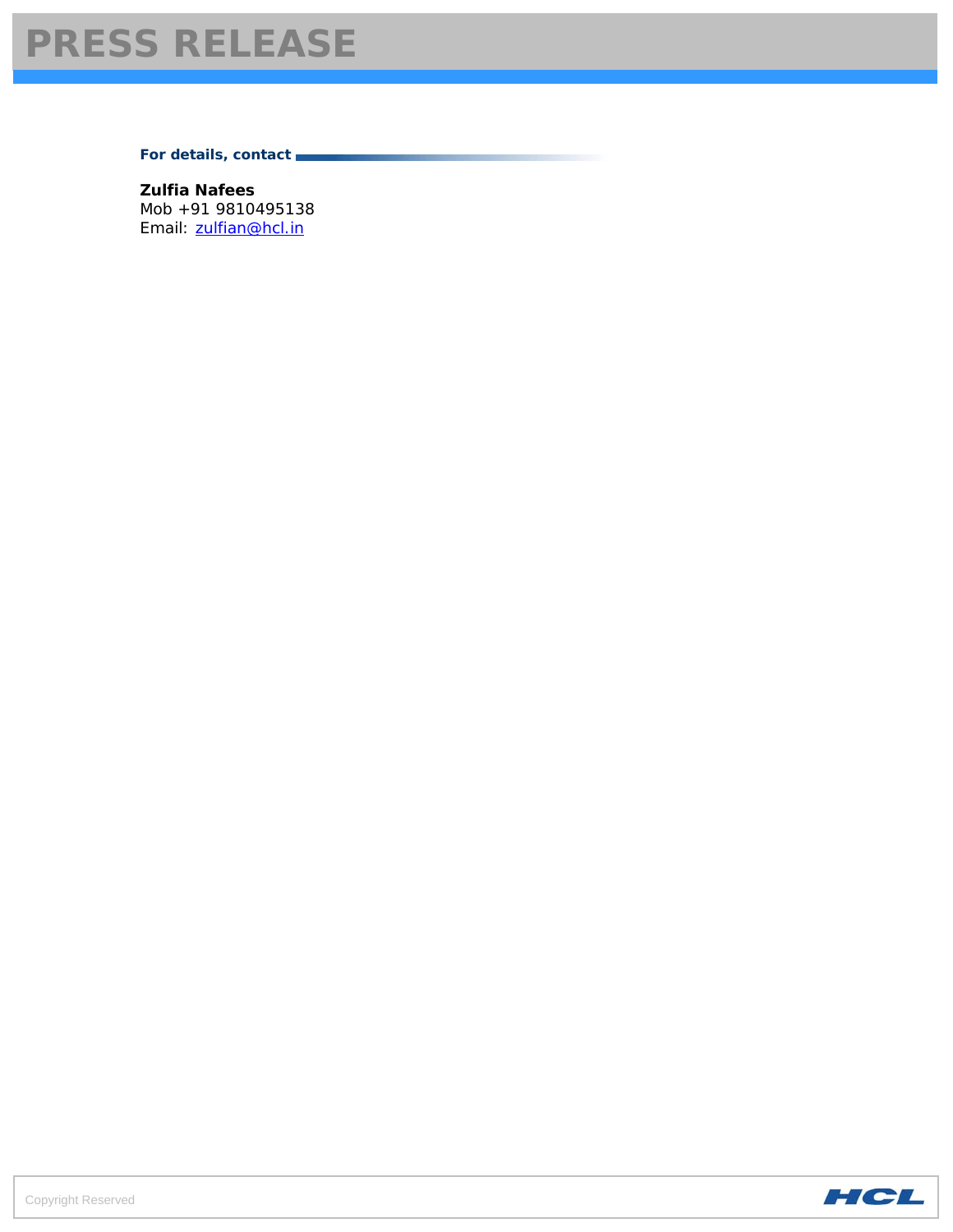**For details, contact**

**Zulfia Nafees**
Mob +91 9810495138
Email: zulfian@hcl.in